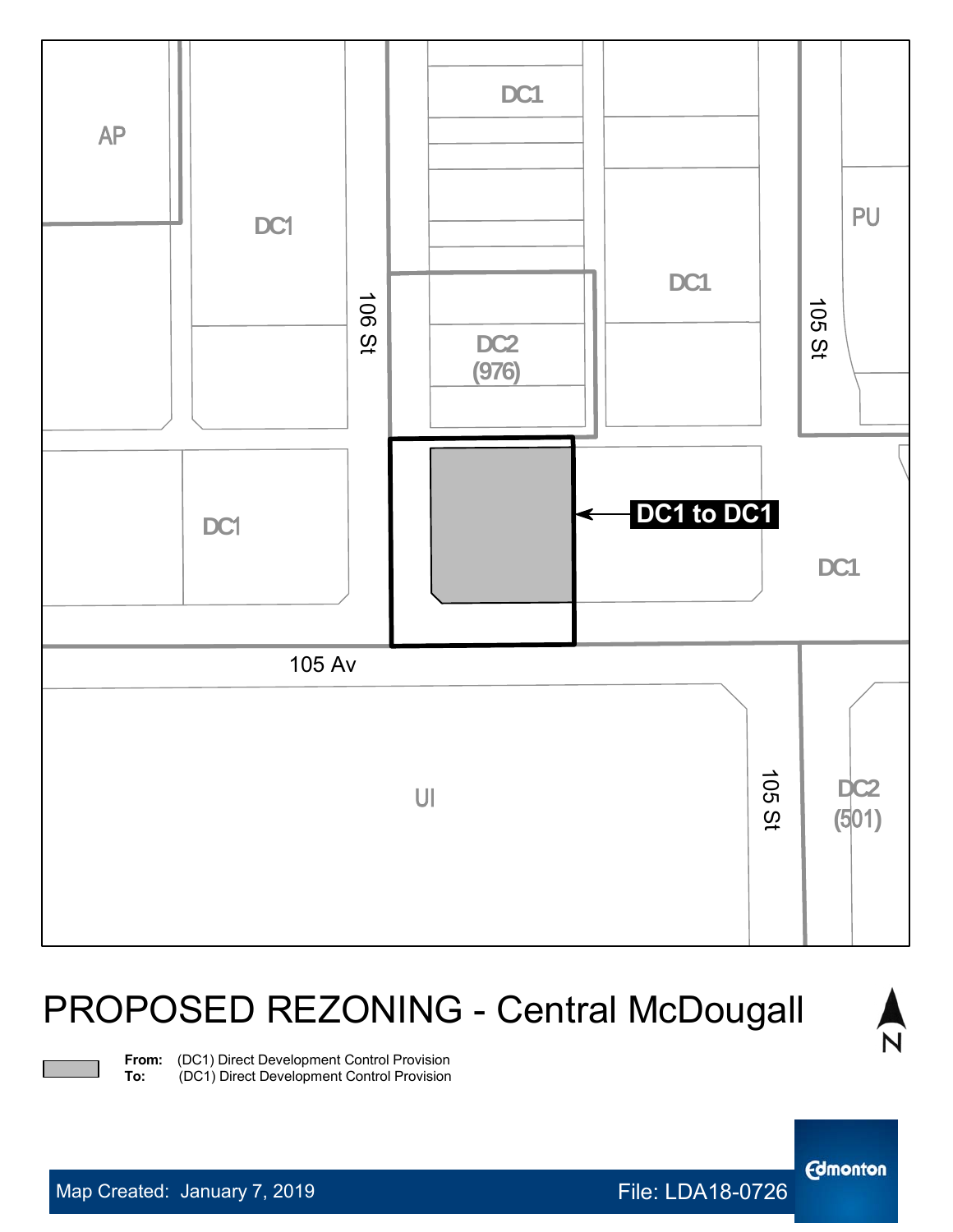AP

DC1

106 St

DC1

DC2
(976)

DC1

PU

105 St

DC1 to DC1

DC1

DC1

105 Av

UI

105 St

DC2
(501)

# PROPOSED REZONING - Central McDougall

**From:** (DC1) Direct Development Control Provision
**To:** (DC1) Direct Development Control Provision

Map Created: January 7, 2019

File: LDA18-0726

Edmonton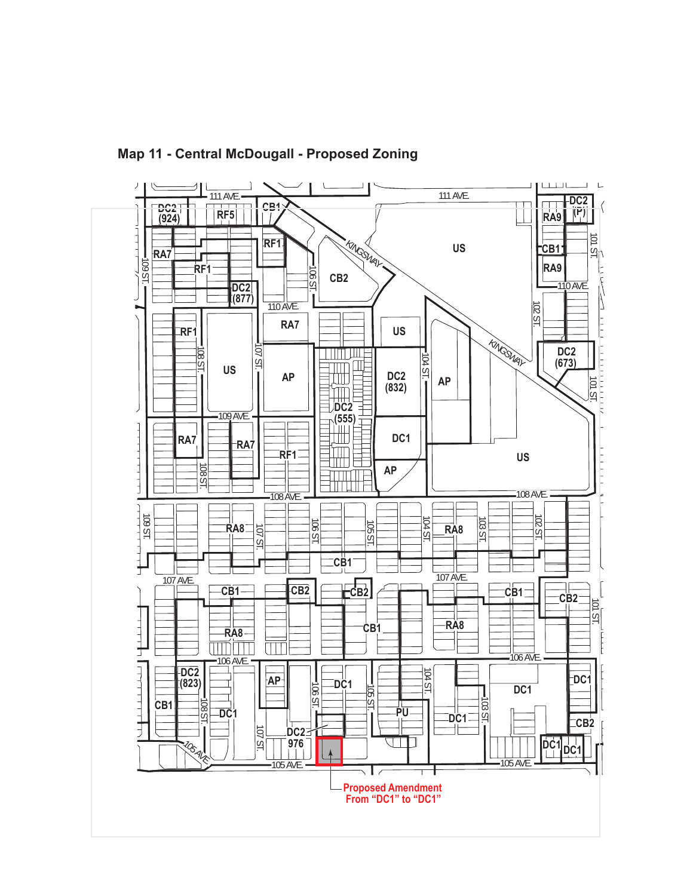## Map 11 - Central McDougall - Proposed Zoning

111 AVE.
111 AVE.
DC2 (924)
RF5
CB1
DC2 (P)
RA9
KINGSWAY
US
101 ST.
RF1
RA7
CB1
RF1
109 ST.
106 ST.
CB2
RA9
DC2 (877)
110 AVE.
110 AVE.
102 ST.
RA7
US
RF1
KINGSWAY
DC2 (673)
108 ST.
107 ST.
104 ST.
US
AP
DC2 (832)
AP
101 ST.
DC2 (555)
109 AVE.
RA7
RA7
DC1
RF1
US
108 ST.
AP
108 AVE.
108 AVE.
109 ST.
RA8
107 ST.
106 ST.
105 ST.
104 ST.
RA8
103 ST.
102 ST.
CB1
107 AVE.
107 AVE.
CB1
CB2
CB2
CB1
CB2
101 ST.
CB1
RA8
RA8
106 AVE.
106 AVE.
DC2 (823)
AP
106 ST.
DC1
105 ST.
104 ST.
DC1
DC1
CB1
108 ST.
DC1
PU
103 ST.
DC1
CB2
107 ST.
DC2 976
DC1
DC1
105 AVE.
105 AVE.
105 AVE.

Proposed Amendment From "DC1" to "DC1"